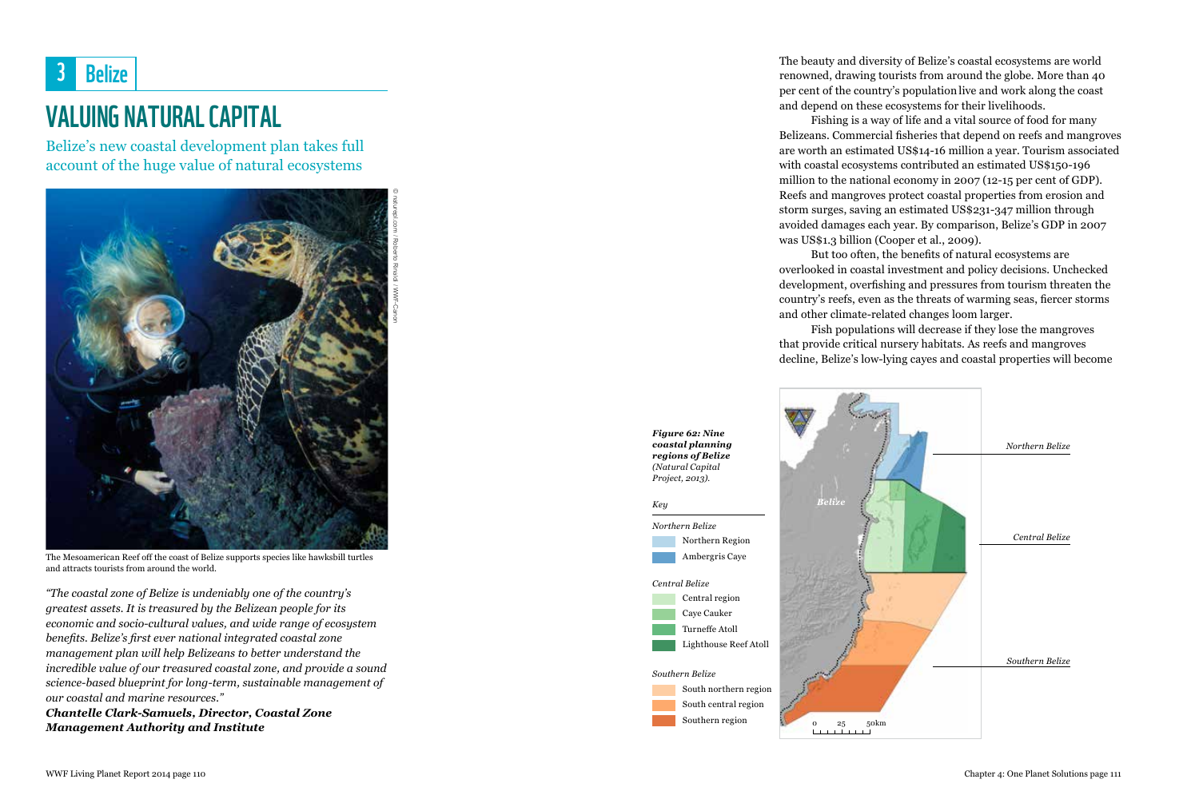# 3 Belize

# VALUING NATURAL CAPITAL

## Belize's new coastal development plan takes full account of the huge value of natural ecosystems

© naturepl.com / Roberto Rinaldi / WWF-Canon

The Mesoamerican Reef off the coast of Belize supports species like hawksbill turtles and attracts tourists from around the world.

*"The coastal zone of Belize is undeniably one of the country's greatest assets. It is treasured by the Belizean people for its economic and socio-cultural values, and wide range of ecosystem benefits. Belize's first ever national integrated coastal zone management plan will help Belizeans to better understand the incredible value of our treasured coastal zone, and provide a sound science-based blueprint for long-term, sustainable management of our coastal and marine resources."*

***Chantelle Clark-Samuels, Director, Coastal Zone Management Authority and Institute***

The beauty and diversity of Belize's coastal ecosystems are world renowned, drawing tourists from around the globe. More than 40 per cent of the country's population live and work along the coast and depend on these ecosystems for their livelihoods.

Fishing is a way of life and a vital source of food for many Belizeans. Commercial fisheries that depend on reefs and mangroves are worth an estimated US$14-16 million a year. Tourism associated with coastal ecosystems contributed an estimated US$150-196 million to the national economy in 2007 (12-15 per cent of GDP). Reefs and mangroves protect coastal properties from erosion and storm surges, saving an estimated US$231-347 million through avoided damages each year. By comparison, Belize's GDP in 2007 was US$1.3 billion (Cooper et al., 2009).

But too often, the benefits of natural ecosystems are overlooked in coastal investment and policy decisions. Unchecked development, overfishing and pressures from tourism threaten the country's reefs, even as the threats of warming seas, fiercer storms and other climate-related changes loom larger.

Fish populations will decrease if they lose the mangroves that provide critical nursery habitats. As reefs and mangroves decline, Belize's low-lying cayes and coastal properties will become

***Figure 62: Nine coastal planning regions of Belize*** *(Natural Capital Project, 2013).*

*Key*

*Northern Belize*
- Northern Region
- Ambergris Caye

*Central Belize*
- Central region
- Caye Caulker
- Turneffe Atoll
- Lighthouse Reef Atoll

*Southern Belize*
- South northern region
- South central region
- Southern region

*Belize*

*Northern Belize*

*Central Belize*

*Southern Belize*

0 25 50km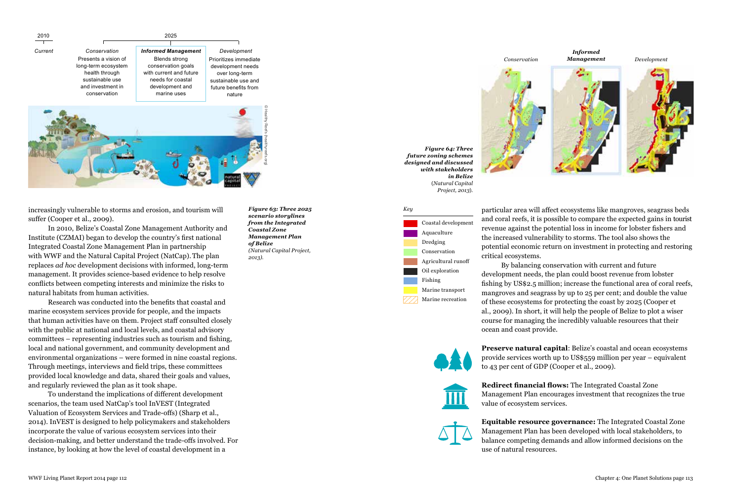2010

Current

2025

Conservation
Presents a vision of long-term ecosystem health through sustainable use and investment in conservation

**Informed Management**
Blends strong conservation goals with current and future needs for coastal development and marine uses

Development
Prioritizes immediate development needs over long-term sustainable use and future benefits from nature

© Healthy Reefs (healthyreefs.org)

increasingly vulnerable to storms and erosion, and tourism will suffer (Cooper et al., 2009).

In 2010, Belize's Coastal Zone Management Authority and Institute (CZMAI) began to develop the country's first national Integrated Coastal Zone Management Plan in partnership with WWF and the Natural Capital Project (NatCap). The plan replaces *ad hoc* development decisions with informed, long-term management. It provides science-based evidence to help resolve conflicts between competing interests and minimize the risks to natural habitats from human activities.

Research was conducted into the benefits that coastal and marine ecosystem services provide for people, and the impacts that human activities have on them. Project staff consulted closely with the public at national and local levels, and coastal advisory committees – representing industries such as tourism and fishing, local and national government, and community development and environmental organizations – were formed in nine coastal regions. Through meetings, interviews and field trips, these committees provided local knowledge and data, shared their goals and values, and regularly reviewed the plan as it took shape.

To understand the implications of different development scenarios, the team used NatCap's tool InVEST (Integrated Valuation of Ecosystem Services and Trade-offs) (Sharp et al., 2014). InVEST is designed to help policymakers and stakeholders incorporate the value of various ecosystem services into their decision-making, and better understand the trade-offs involved. For instance, by looking at how the level of coastal development in a particular area will affect ecosystems like mangroves, seagrass beds and coral reefs, it is possible to compare the expected gains in tourist revenue against the potential loss in income for lobster fishers and the increased vulnerability to storms. The tool also shows the potential economic return on investment in protecting and restoring critical ecosystems.

By balancing conservation with current and future development needs, the plan could boost revenue from lobster fishing by US$2.5 million; increase the functional area of coral reefs, mangroves and seagrass by up to 25 per cent; and double the value of these ecosystems for protecting the coast by 2025 (Cooper et al., 2009). In short, it will help the people of Belize to plot a wiser course for managing the incredibly valuable resources that their ocean and coast provide.

***Figure 63: Three 2025 scenario storylines from the Integrated Coastal Zone Management Plan of Belize***
*(Natural Capital Project, 2013).*

*Conservation* | ***Informed Management*** | *Development*

***Figure 64: Three future zoning schemes designed and discussed with stakeholders in Belize***
*(Natural Capital Project, 2013).*

*Key*

Coastal development
Aquaculture
Dredging
Conservation
Agricultural runoff
Oil exploration
Fishing
Marine transport
Marine recreation

**Preserve natural capital**: Belize's coastal and ocean ecosystems provide services worth up to US$559 million per year – equivalent to 43 per cent of GDP (Cooper et al., 2009).

**Redirect financial flows:** The Integrated Coastal Zone Management Plan encourages investment that recognizes the true value of ecosystem services.

**Equitable resource governance:** The Integrated Coastal Zone Management Plan has been developed with local stakeholders, to balance competing demands and allow informed decisions on the use of natural resources.